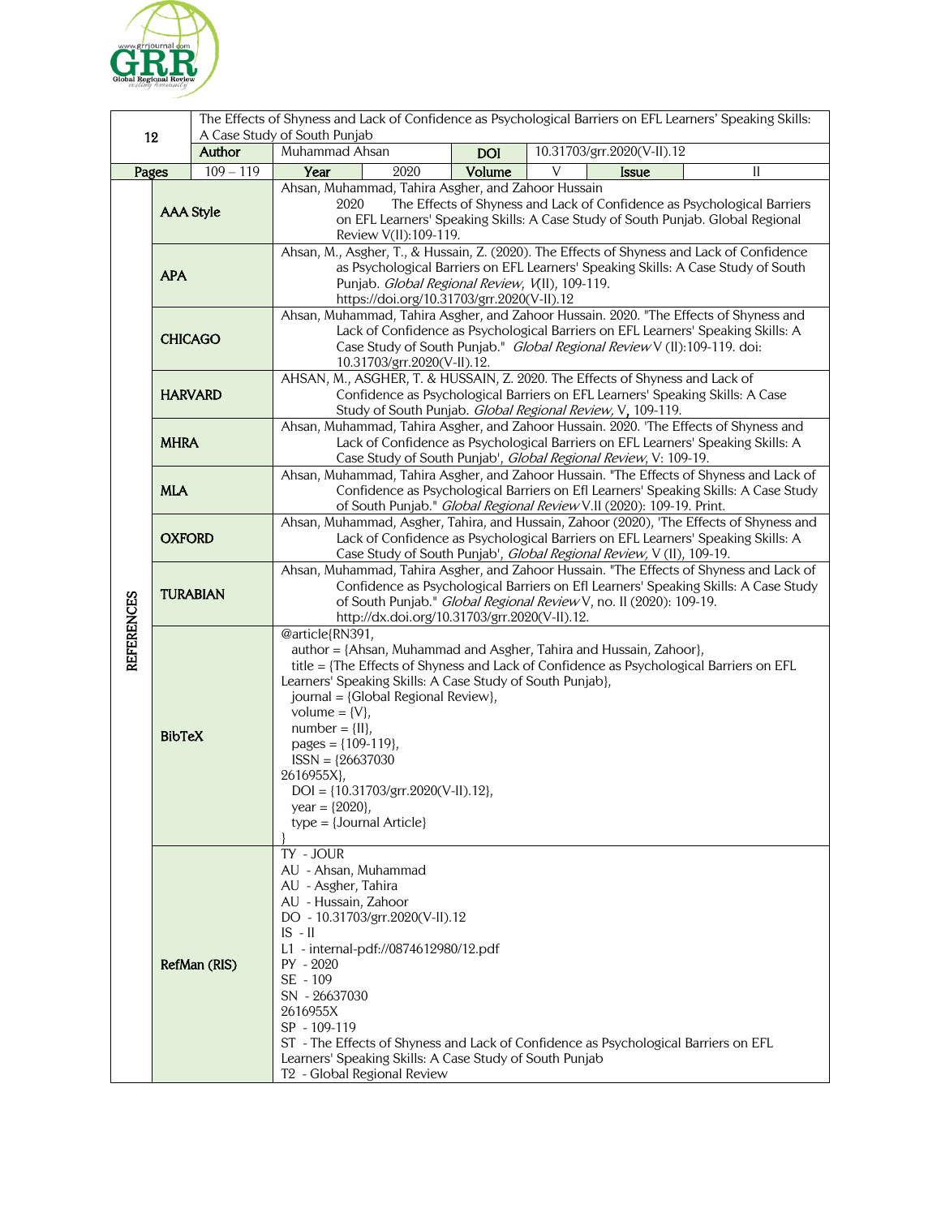| 12 | The Effects of Shyness and Lack of Confidence as Psychological Barriers on EFL Learners' Speaking Skills: A Case Study of South Punjab | | | | | | |
|---|---|---|---|---|---|---|---|
| | **Author** | Muhammad Ahsan | | **DOI** | 10.31703/grr.2020(V-II).12 | | |
| **Pages** | 109 – 119 | **Year** | 2020 | **Volume** | V | **Issue** | II |

**REFERENCES**

| Style | Reference |
|---|---|
| **AAA Style** | Ahsan, Muhammad, Tahira Asgher, and Zahoor Hussain 2020 The Effects of Shyness and Lack of Confidence as Psychological Barriers on EFL Learners' Speaking Skills: A Case Study of South Punjab. Global Regional Review V(II):109-119. |
| **APA** | Ahsan, M., Asgher, T., & Hussain, Z. (2020). The Effects of Shyness and Lack of Confidence as Psychological Barriers on EFL Learners' Speaking Skills: A Case Study of South Punjab. *Global Regional Review, V*(II), 109-119. https://doi.org/10.31703/grr.2020(V-II).12 |
| **CHICAGO** | Ahsan, Muhammad, Tahira Asgher, and Zahoor Hussain. 2020. "The Effects of Shyness and Lack of Confidence as Psychological Barriers on EFL Learners' Speaking Skills: A Case Study of South Punjab." *Global Regional Review* V (II):109-119. doi: 10.31703/grr.2020(V-II).12. |
| **HARVARD** | AHSAN, M., ASGHER, T. & HUSSAIN, Z. 2020. The Effects of Shyness and Lack of Confidence as Psychological Barriers on EFL Learners' Speaking Skills: A Case Study of South Punjab. *Global Regional Review,* V, 109-119. |
| **MHRA** | Ahsan, Muhammad, Tahira Asgher, and Zahoor Hussain. 2020. 'The Effects of Shyness and Lack of Confidence as Psychological Barriers on EFL Learners' Speaking Skills: A Case Study of South Punjab', *Global Regional Review,* V: 109-19. |
| **MLA** | Ahsan, Muhammad, Tahira Asgher, and Zahoor Hussain. "The Effects of Shyness and Lack of Confidence as Psychological Barriers on Efl Learners' Speaking Skills: A Case Study of South Punjab." *Global Regional Review* V.II (2020): 109-19. Print. |
| **OXFORD** | Ahsan, Muhammad, Asgher, Tahira, and Hussain, Zahoor (2020), 'The Effects of Shyness and Lack of Confidence as Psychological Barriers on EFL Learners' Speaking Skills: A Case Study of South Punjab', *Global Regional Review,* V (II), 109-19. |
| **TURABIAN** | Ahsan, Muhammad, Tahira Asgher, and Zahoor Hussain. "The Effects of Shyness and Lack of Confidence as Psychological Barriers on Efl Learners' Speaking Skills: A Case Study of South Punjab." *Global Regional Review* V, no. II (2020): 109-19. http://dx.doi.org/10.31703/grr.2020(V-II).12. |
| **BibTeX** | @article{RN391, author = {Ahsan, Muhammad and Asgher, Tahira and Hussain, Zahoor}, title = {The Effects of Shyness and Lack of Confidence as Psychological Barriers on EFL Learners' Speaking Skills: A Case Study of South Punjab}, journal = {Global Regional Review}, volume = {V}, number = {II}, pages = {109-119}, ISSN = {26637030 2616955X}, DOI = {10.31703/grr.2020(V-II).12}, year = {2020}, type = {Journal Article} } |
| **RefMan (RIS)** | TY - JOUR<br>AU - Ahsan, Muhammad<br>AU - Asgher, Tahira<br>AU - Hussain, Zahoor<br>DO - 10.31703/grr.2020(V-II).12<br>IS - II<br>L1 - internal-pdf://0874612980/12.pdf<br>PY - 2020<br>SE - 109<br>SN - 26637030 2616955X<br>SP - 109-119<br>ST - The Effects of Shyness and Lack of Confidence as Psychological Barriers on EFL Learners' Speaking Skills: A Case Study of South Punjab<br>T2 - Global Regional Review |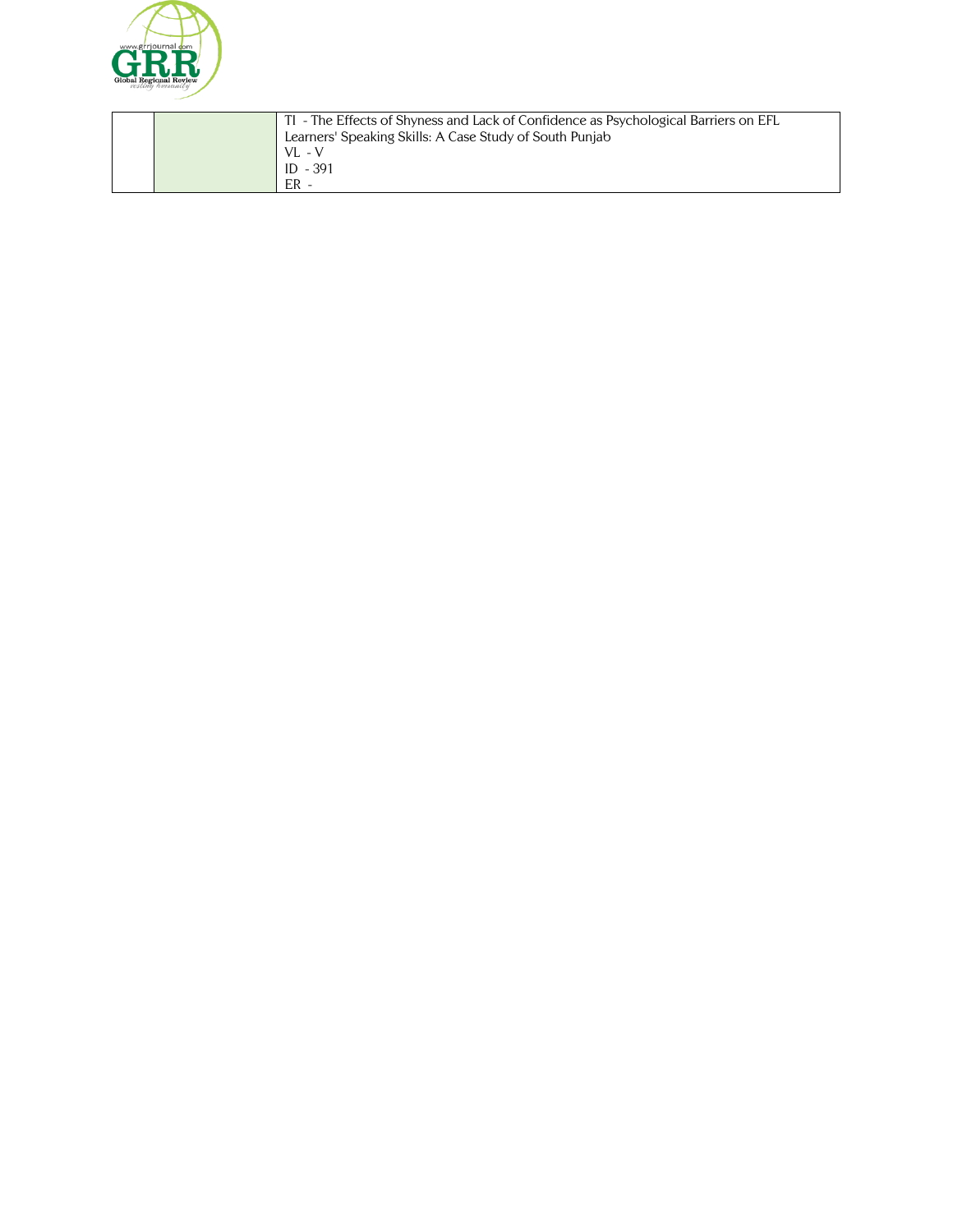| | | |
|---|---|---|
| | | TI - The Effects of Shyness and Lack of Confidence as Psychological Barriers on EFL Learners' Speaking Skills: A Case Study of South Punjab<br>VL - V<br>ID - 391<br>ER - |